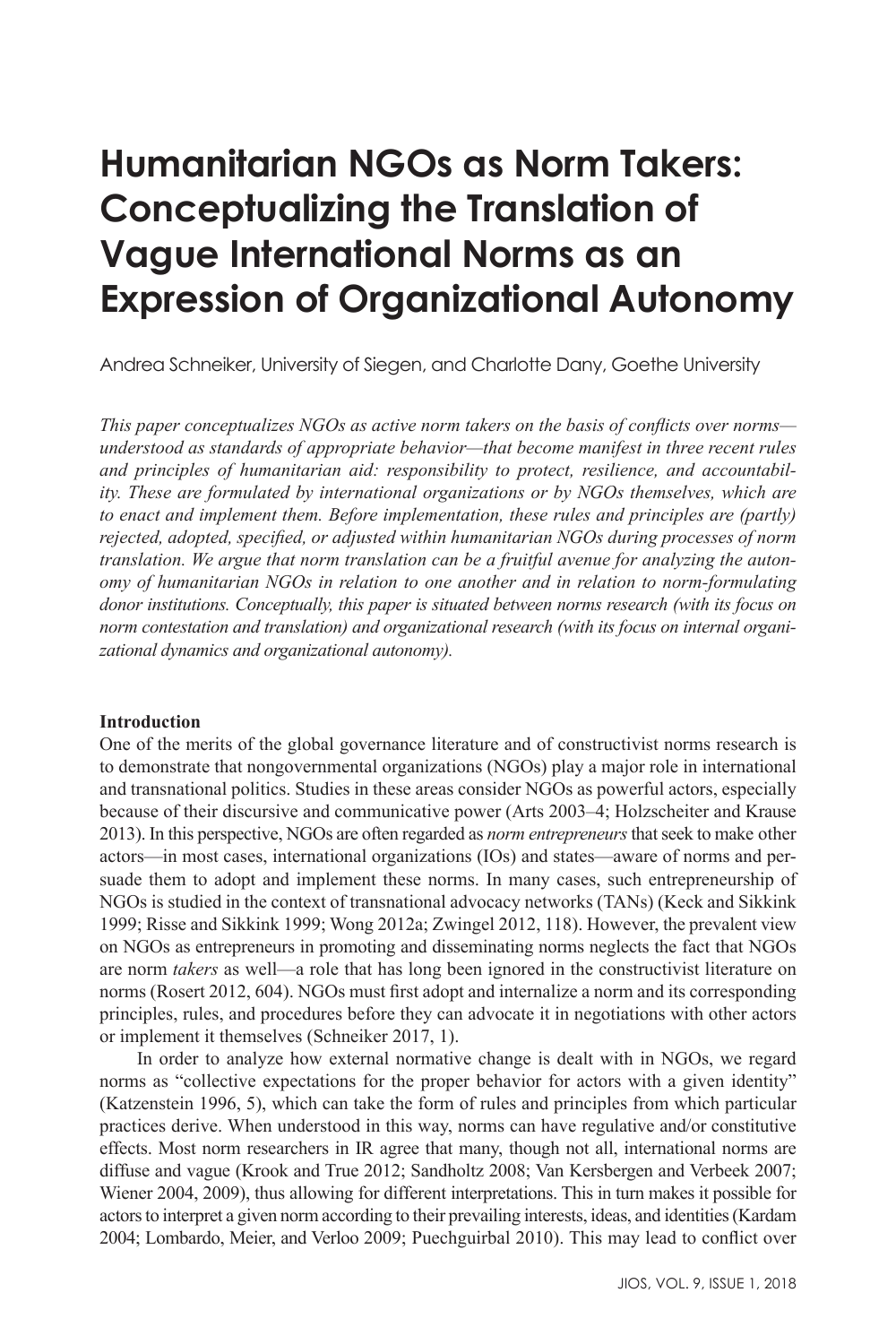# Humanitarian NGOs as Norm Takers: Conceptualizing the Translation of Vague International Norms as an Expression of Organizational Autonomy

Andrea Schneiker, University of Siegen, and Charlotte Dany, Goethe University

*This paper conceptualizes NGOs as active norm takers on the basis of conflicts over norms—understood as standards of appropriate behavior—that become manifest in three recent rules and principles of humanitarian aid: responsibility to protect, resilience, and accountability. These are formulated by international organizations or by NGOs themselves, which are to enact and implement them. Before implementation, these rules and principles are (partly) rejected, adopted, specified, or adjusted within humanitarian NGOs during processes of norm translation. We argue that norm translation can be a fruitful avenue for analyzing the autonomy of humanitarian NGOs in relation to one another and in relation to norm-formulating donor institutions. Conceptually, this paper is situated between norms research (with its focus on norm contestation and translation) and organizational research (with its focus on internal organizational dynamics and organizational autonomy).*

## Introduction

One of the merits of the global governance literature and of constructivist norms research is to demonstrate that nongovernmental organizations (NGOs) play a major role in international and transnational politics. Studies in these areas consider NGOs as powerful actors, especially because of their discursive and communicative power (Arts 2003–4; Holzscheiter and Krause 2013). In this perspective, NGOs are often regarded as *norm entrepreneurs* that seek to make other actors—in most cases, international organizations (IOs) and states—aware of norms and persuade them to adopt and implement these norms. In many cases, such entrepreneurship of NGOs is studied in the context of transnational advocacy networks (TANs) (Keck and Sikkink 1999; Risse and Sikkink 1999; Wong 2012a; Zwingel 2012, 118). However, the prevalent view on NGOs as entrepreneurs in promoting and disseminating norms neglects the fact that NGOs are norm *takers* as well—a role that has long been ignored in the constructivist literature on norms (Rosert 2012, 604). NGOs must first adopt and internalize a norm and its corresponding principles, rules, and procedures before they can advocate it in negotiations with other actors or implement it themselves (Schneiker 2017, 1).

In order to analyze how external normative change is dealt with in NGOs, we regard norms as "collective expectations for the proper behavior for actors with a given identity" (Katzenstein 1996, 5), which can take the form of rules and principles from which particular practices derive. When understood in this way, norms can have regulative and/or constitutive effects. Most norm researchers in IR agree that many, though not all, international norms are diffuse and vague (Krook and True 2012; Sandholtz 2008; Van Kersbergen and Verbeek 2007; Wiener 2004, 2009), thus allowing for different interpretations. This in turn makes it possible for actors to interpret a given norm according to their prevailing interests, ideas, and identities (Kardam 2004; Lombardo, Meier, and Verloo 2009; Puechguirbal 2010). This may lead to conflict over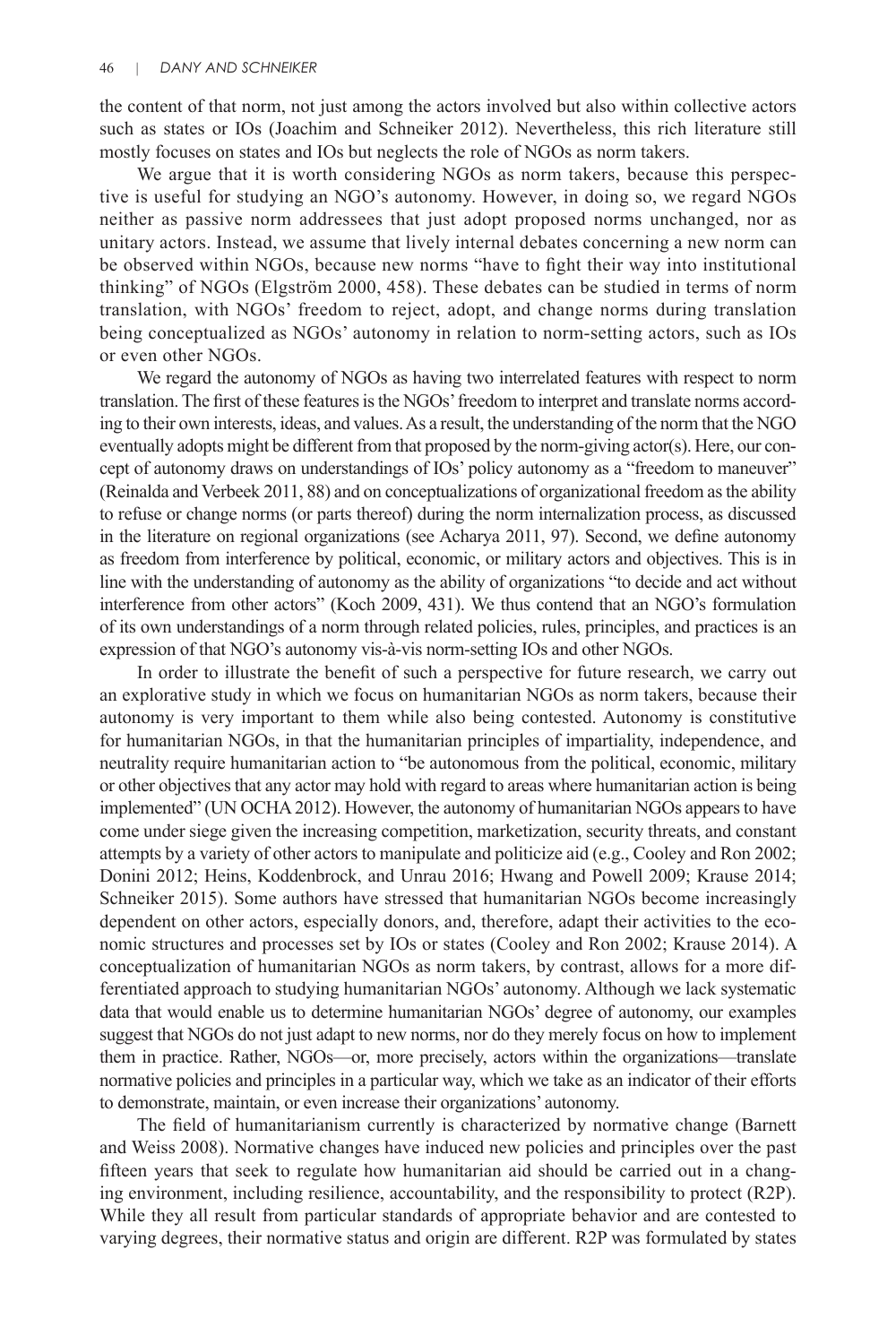the content of that norm, not just among the actors involved but also within collective actors such as states or IOs (Joachim and Schneiker 2012). Nevertheless, this rich literature still mostly focuses on states and IOs but neglects the role of NGOs as norm takers.

We argue that it is worth considering NGOs as norm takers, because this perspective is useful for studying an NGO's autonomy. However, in doing so, we regard NGOs neither as passive norm addressees that just adopt proposed norms unchanged, nor as unitary actors. Instead, we assume that lively internal debates concerning a new norm can be observed within NGOs, because new norms "have to fight their way into institutional thinking" of NGOs (Elgström 2000, 458). These debates can be studied in terms of norm translation, with NGOs' freedom to reject, adopt, and change norms during translation being conceptualized as NGOs' autonomy in relation to norm-setting actors, such as IOs or even other NGOs.

We regard the autonomy of NGOs as having two interrelated features with respect to norm translation. The first of these features is the NGOs' freedom to interpret and translate norms according to their own interests, ideas, and values. As a result, the understanding of the norm that the NGO eventually adopts might be different from that proposed by the norm-giving actor(s). Here, our concept of autonomy draws on understandings of IOs' policy autonomy as a "freedom to maneuver" (Reinalda and Verbeek 2011, 88) and on conceptualizations of organizational freedom as the ability to refuse or change norms (or parts thereof) during the norm internalization process, as discussed in the literature on regional organizations (see Acharya 2011, 97). Second, we define autonomy as freedom from interference by political, economic, or military actors and objectives. This is in line with the understanding of autonomy as the ability of organizations "to decide and act without interference from other actors" (Koch 2009, 431). We thus contend that an NGO's formulation of its own understandings of a norm through related policies, rules, principles, and practices is an expression of that NGO's autonomy vis-à-vis norm-setting IOs and other NGOs.

In order to illustrate the benefit of such a perspective for future research, we carry out an explorative study in which we focus on humanitarian NGOs as norm takers, because their autonomy is very important to them while also being contested. Autonomy is constitutive for humanitarian NGOs, in that the humanitarian principles of impartiality, independence, and neutrality require humanitarian action to "be autonomous from the political, economic, military or other objectives that any actor may hold with regard to areas where humanitarian action is being implemented" (UN OCHA 2012). However, the autonomy of humanitarian NGOs appears to have come under siege given the increasing competition, marketization, security threats, and constant attempts by a variety of other actors to manipulate and politicize aid (e.g., Cooley and Ron 2002; Donini 2012; Heins, Koddenbrock, and Unrau 2016; Hwang and Powell 2009; Krause 2014; Schneiker 2015). Some authors have stressed that humanitarian NGOs become increasingly dependent on other actors, especially donors, and, therefore, adapt their activities to the economic structures and processes set by IOs or states (Cooley and Ron 2002; Krause 2014). A conceptualization of humanitarian NGOs as norm takers, by contrast, allows for a more differentiated approach to studying humanitarian NGOs' autonomy. Although we lack systematic data that would enable us to determine humanitarian NGOs' degree of autonomy, our examples suggest that NGOs do not just adapt to new norms, nor do they merely focus on how to implement them in practice. Rather, NGOs—or, more precisely, actors within the organizations—translate normative policies and principles in a particular way, which we take as an indicator of their efforts to demonstrate, maintain, or even increase their organizations' autonomy.

The field of humanitarianism currently is characterized by normative change (Barnett and Weiss 2008). Normative changes have induced new policies and principles over the past fifteen years that seek to regulate how humanitarian aid should be carried out in a changing environment, including resilience, accountability, and the responsibility to protect (R2P). While they all result from particular standards of appropriate behavior and are contested to varying degrees, their normative status and origin are different. R2P was formulated by states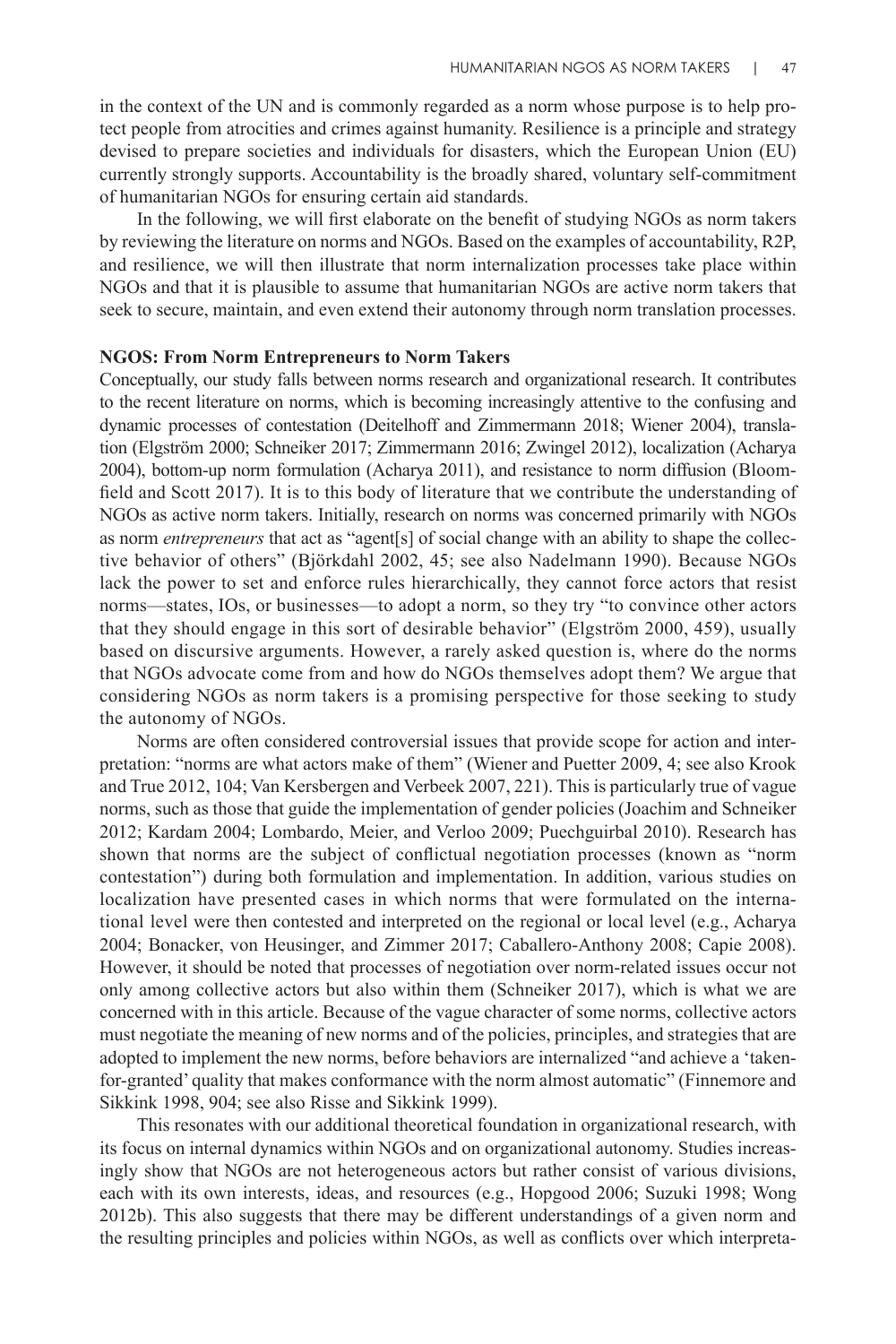in the context of the UN and is commonly regarded as a norm whose purpose is to help protect people from atrocities and crimes against humanity. Resilience is a principle and strategy devised to prepare societies and individuals for disasters, which the European Union (EU) currently strongly supports. Accountability is the broadly shared, voluntary self-commitment of humanitarian NGOs for ensuring certain aid standards.

In the following, we will first elaborate on the benefit of studying NGOs as norm takers by reviewing the literature on norms and NGOs. Based on the examples of accountability, R2P, and resilience, we will then illustrate that norm internalization processes take place within NGOs and that it is plausible to assume that humanitarian NGOs are active norm takers that seek to secure, maintain, and even extend their autonomy through norm translation processes.

## NGOS: From Norm Entrepreneurs to Norm Takers

Conceptually, our study falls between norms research and organizational research. It contributes to the recent literature on norms, which is becoming increasingly attentive to the confusing and dynamic processes of contestation (Deitelhoff and Zimmermann 2018; Wiener 2004), translation (Elgström 2000; Schneiker 2017; Zimmermann 2016; Zwingel 2012), localization (Acharya 2004), bottom-up norm formulation (Acharya 2011), and resistance to norm diffusion (Bloomfield and Scott 2017). It is to this body of literature that we contribute the understanding of NGOs as active norm takers. Initially, research on norms was concerned primarily with NGOs as norm *entrepreneurs* that act as "agent[s] of social change with an ability to shape the collective behavior of others" (Björkdahl 2002, 45; see also Nadelmann 1990). Because NGOs lack the power to set and enforce rules hierarchically, they cannot force actors that resist norms—states, IOs, or businesses—to adopt a norm, so they try "to convince other actors that they should engage in this sort of desirable behavior" (Elgström 2000, 459), usually based on discursive arguments. However, a rarely asked question is, where do the norms that NGOs advocate come from and how do NGOs themselves adopt them? We argue that considering NGOs as norm takers is a promising perspective for those seeking to study the autonomy of NGOs.

Norms are often considered controversial issues that provide scope for action and interpretation: "norms are what actors make of them" (Wiener and Puetter 2009, 4; see also Krook and True 2012, 104; Van Kersbergen and Verbeek 2007, 221). This is particularly true of vague norms, such as those that guide the implementation of gender policies (Joachim and Schneiker 2012; Kardam 2004; Lombardo, Meier, and Verloo 2009; Puechguirbal 2010). Research has shown that norms are the subject of conflictual negotiation processes (known as "norm contestation") during both formulation and implementation. In addition, various studies on localization have presented cases in which norms that were formulated on the international level were then contested and interpreted on the regional or local level (e.g., Acharya 2004; Bonacker, von Heusinger, and Zimmer 2017; Caballero-Anthony 2008; Capie 2008). However, it should be noted that processes of negotiation over norm-related issues occur not only among collective actors but also within them (Schneiker 2017), which is what we are concerned with in this article. Because of the vague character of some norms, collective actors must negotiate the meaning of new norms and of the policies, principles, and strategies that are adopted to implement the new norms, before behaviors are internalized "and achieve a 'taken-for-granted' quality that makes conformance with the norm almost automatic" (Finnemore and Sikkink 1998, 904; see also Risse and Sikkink 1999).

This resonates with our additional theoretical foundation in organizational research, with its focus on internal dynamics within NGOs and on organizational autonomy. Studies increasingly show that NGOs are not heterogeneous actors but rather consist of various divisions, each with its own interests, ideas, and resources (e.g., Hopgood 2006; Suzuki 1998; Wong 2012b). This also suggests that there may be different understandings of a given norm and the resulting principles and policies within NGOs, as well as conflicts over which interpreta-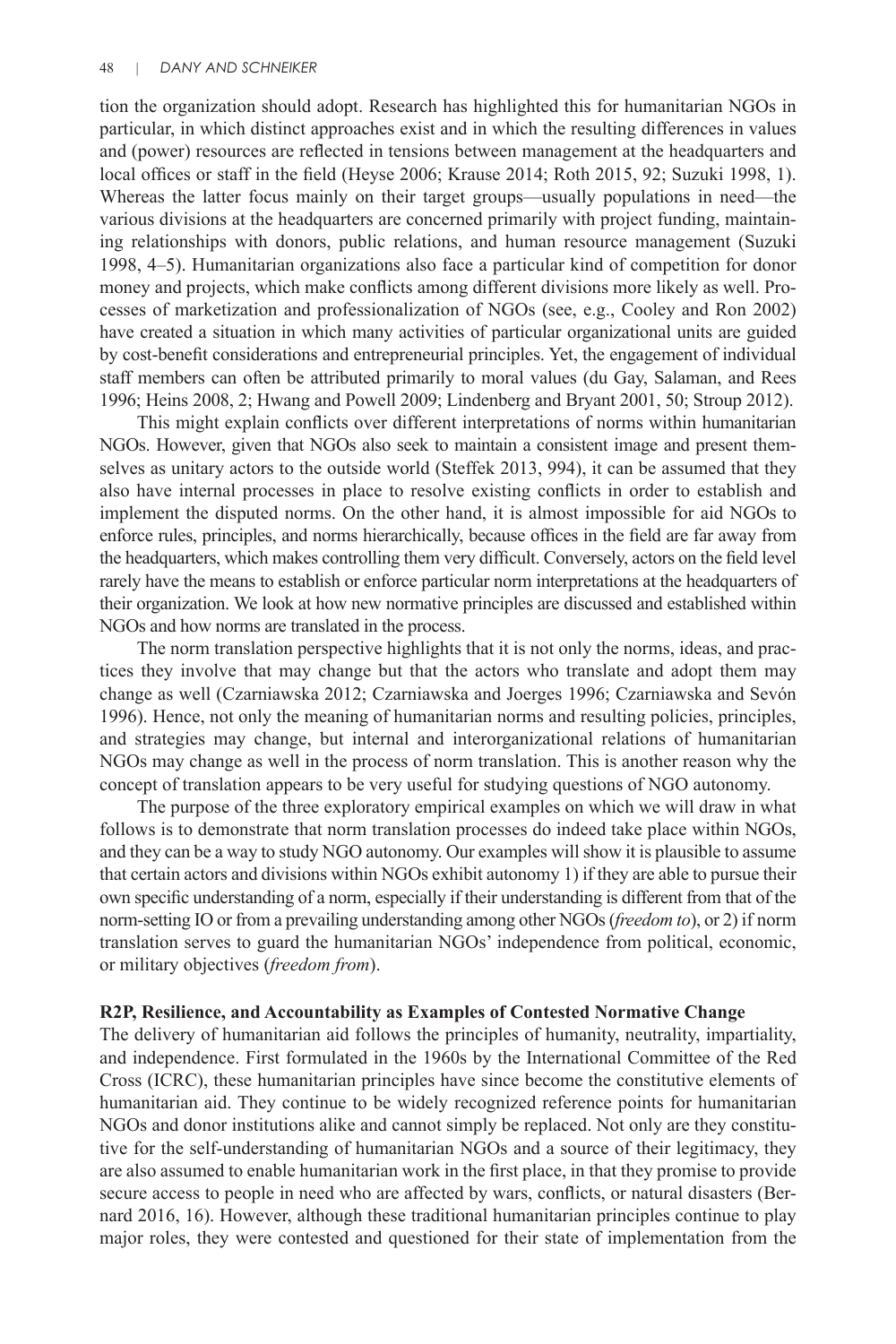tion the organization should adopt. Research has highlighted this for humanitarian NGOs in particular, in which distinct approaches exist and in which the resulting differences in values and (power) resources are reflected in tensions between management at the headquarters and local offices or staff in the field (Heyse 2006; Krause 2014; Roth 2015, 92; Suzuki 1998, 1). Whereas the latter focus mainly on their target groups—usually populations in need—the various divisions at the headquarters are concerned primarily with project funding, maintaining relationships with donors, public relations, and human resource management (Suzuki 1998, 4–5). Humanitarian organizations also face a particular kind of competition for donor money and projects, which make conflicts among different divisions more likely as well. Processes of marketization and professionalization of NGOs (see, e.g., Cooley and Ron 2002) have created a situation in which many activities of particular organizational units are guided by cost-benefit considerations and entrepreneurial principles. Yet, the engagement of individual staff members can often be attributed primarily to moral values (du Gay, Salaman, and Rees 1996; Heins 2008, 2; Hwang and Powell 2009; Lindenberg and Bryant 2001, 50; Stroup 2012).

This might explain conflicts over different interpretations of norms within humanitarian NGOs. However, given that NGOs also seek to maintain a consistent image and present themselves as unitary actors to the outside world (Steffek 2013, 994), it can be assumed that they also have internal processes in place to resolve existing conflicts in order to establish and implement the disputed norms. On the other hand, it is almost impossible for aid NGOs to enforce rules, principles, and norms hierarchically, because offices in the field are far away from the headquarters, which makes controlling them very difficult. Conversely, actors on the field level rarely have the means to establish or enforce particular norm interpretations at the headquarters of their organization. We look at how new normative principles are discussed and established within NGOs and how norms are translated in the process.

The norm translation perspective highlights that it is not only the norms, ideas, and practices they involve that may change but that the actors who translate and adopt them may change as well (Czarniawska 2012; Czarniawska and Joerges 1996; Czarniawska and Sevón 1996). Hence, not only the meaning of humanitarian norms and resulting policies, principles, and strategies may change, but internal and interorganizational relations of humanitarian NGOs may change as well in the process of norm translation. This is another reason why the concept of translation appears to be very useful for studying questions of NGO autonomy.

The purpose of the three exploratory empirical examples on which we will draw in what follows is to demonstrate that norm translation processes do indeed take place within NGOs, and they can be a way to study NGO autonomy. Our examples will show it is plausible to assume that certain actors and divisions within NGOs exhibit autonomy 1) if they are able to pursue their own specific understanding of a norm, especially if their understanding is different from that of the norm-setting IO or from a prevailing understanding among other NGOs (*freedom to*), or 2) if norm translation serves to guard the humanitarian NGOs' independence from political, economic, or military objectives (*freedom from*).

**R2P, Resilience, and Accountability as Examples of Contested Normative Change**

The delivery of humanitarian aid follows the principles of humanity, neutrality, impartiality, and independence. First formulated in the 1960s by the International Committee of the Red Cross (ICRC), these humanitarian principles have since become the constitutive elements of humanitarian aid. They continue to be widely recognized reference points for humanitarian NGOs and donor institutions alike and cannot simply be replaced. Not only are they constitutive for the self-understanding of humanitarian NGOs and a source of their legitimacy, they are also assumed to enable humanitarian work in the first place, in that they promise to provide secure access to people in need who are affected by wars, conflicts, or natural disasters (Bernard 2016, 16). However, although these traditional humanitarian principles continue to play major roles, they were contested and questioned for their state of implementation from the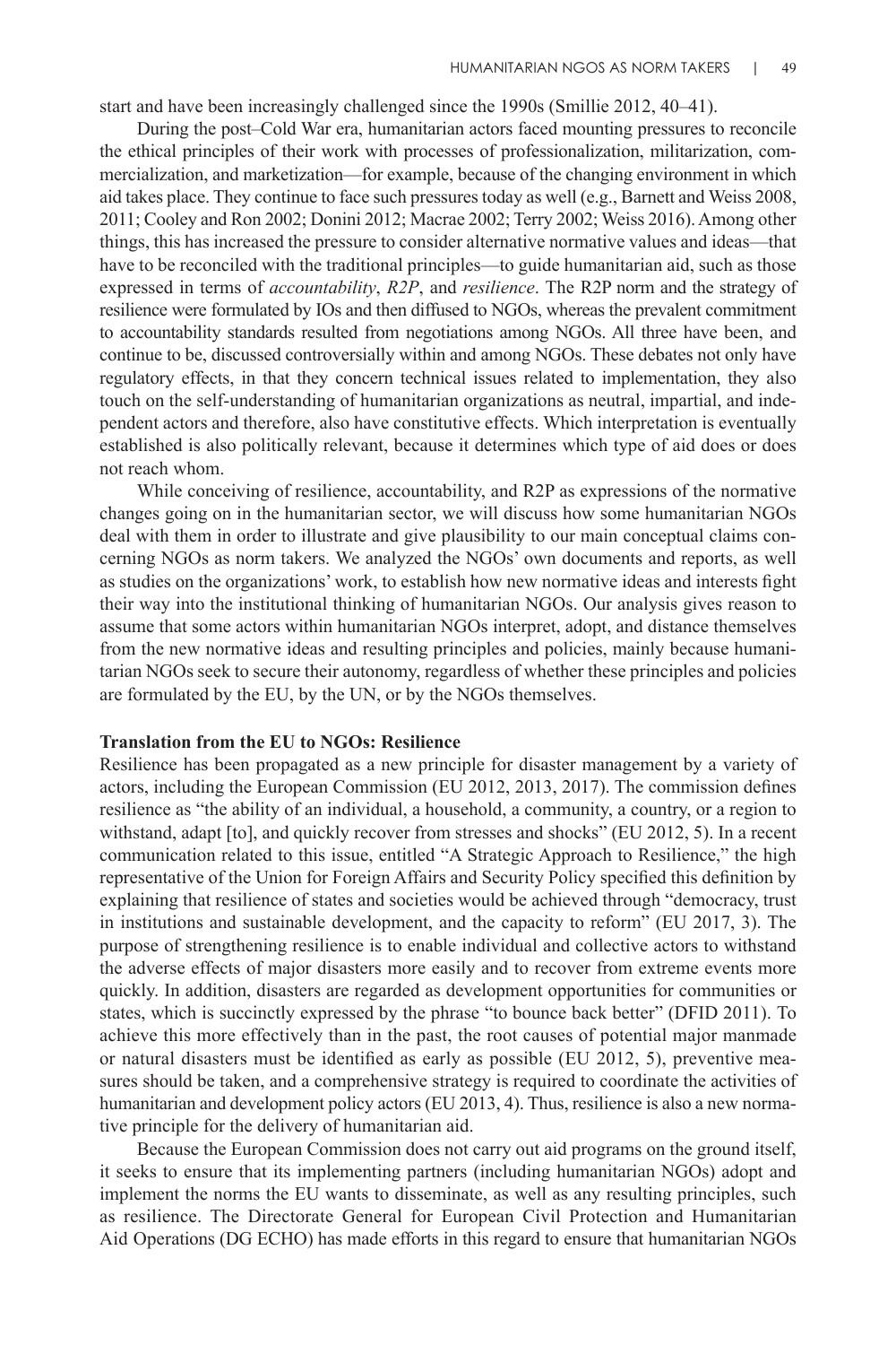start and have been increasingly challenged since the 1990s (Smillie 2012, 40–41).

During the post–Cold War era, humanitarian actors faced mounting pressures to reconcile the ethical principles of their work with processes of professionalization, militarization, commercialization, and marketization—for example, because of the changing environment in which aid takes place. They continue to face such pressures today as well (e.g., Barnett and Weiss 2008, 2011; Cooley and Ron 2002; Donini 2012; Macrae 2002; Terry 2002; Weiss 2016). Among other things, this has increased the pressure to consider alternative normative values and ideas—that have to be reconciled with the traditional principles—to guide humanitarian aid, such as those expressed in terms of *accountability*, *R2P*, and *resilience*. The R2P norm and the strategy of resilience were formulated by IOs and then diffused to NGOs, whereas the prevalent commitment to accountability standards resulted from negotiations among NGOs. All three have been, and continue to be, discussed controversially within and among NGOs. These debates not only have regulatory effects, in that they concern technical issues related to implementation, they also touch on the self-understanding of humanitarian organizations as neutral, impartial, and independent actors and therefore, also have constitutive effects. Which interpretation is eventually established is also politically relevant, because it determines which type of aid does or does not reach whom.

While conceiving of resilience, accountability, and R2P as expressions of the normative changes going on in the humanitarian sector, we will discuss how some humanitarian NGOs deal with them in order to illustrate and give plausibility to our main conceptual claims concerning NGOs as norm takers. We analyzed the NGOs' own documents and reports, as well as studies on the organizations' work, to establish how new normative ideas and interests fight their way into the institutional thinking of humanitarian NGOs. Our analysis gives reason to assume that some actors within humanitarian NGOs interpret, adopt, and distance themselves from the new normative ideas and resulting principles and policies, mainly because humanitarian NGOs seek to secure their autonomy, regardless of whether these principles and policies are formulated by the EU, by the UN, or by the NGOs themselves.

**Translation from the EU to NGOs: Resilience**

Resilience has been propagated as a new principle for disaster management by a variety of actors, including the European Commission (EU 2012, 2013, 2017). The commission defines resilience as "the ability of an individual, a household, a community, a country, or a region to withstand, adapt [to], and quickly recover from stresses and shocks" (EU 2012, 5). In a recent communication related to this issue, entitled "A Strategic Approach to Resilience," the high representative of the Union for Foreign Affairs and Security Policy specified this definition by explaining that resilience of states and societies would be achieved through "democracy, trust in institutions and sustainable development, and the capacity to reform" (EU 2017, 3). The purpose of strengthening resilience is to enable individual and collective actors to withstand the adverse effects of major disasters more easily and to recover from extreme events more quickly. In addition, disasters are regarded as development opportunities for communities or states, which is succinctly expressed by the phrase "to bounce back better" (DFID 2011). To achieve this more effectively than in the past, the root causes of potential major manmade or natural disasters must be identified as early as possible (EU 2012, 5), preventive measures should be taken, and a comprehensive strategy is required to coordinate the activities of humanitarian and development policy actors (EU 2013, 4). Thus, resilience is also a new normative principle for the delivery of humanitarian aid.

Because the European Commission does not carry out aid programs on the ground itself, it seeks to ensure that its implementing partners (including humanitarian NGOs) adopt and implement the norms the EU wants to disseminate, as well as any resulting principles, such as resilience. The Directorate General for European Civil Protection and Humanitarian Aid Operations (DG ECHO) has made efforts in this regard to ensure that humanitarian NGOs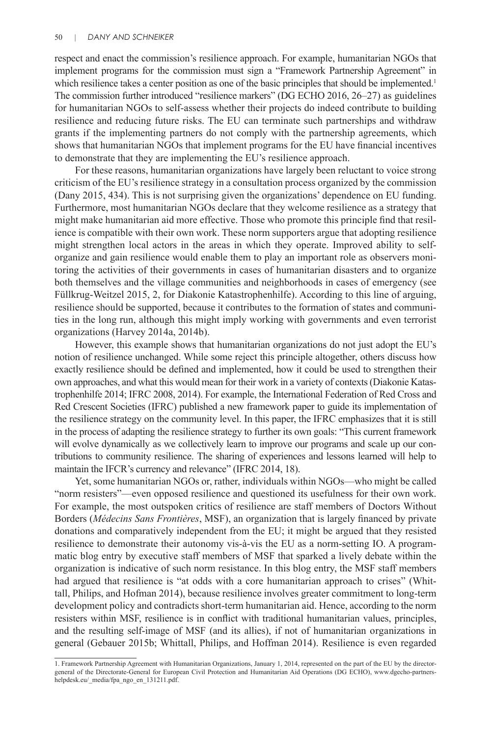respect and enact the commission's resilience approach. For example, humanitarian NGOs that implement programs for the commission must sign a "Framework Partnership Agreement" in which resilience takes a center position as one of the basic principles that should be implemented.[1] The commission further introduced "resilience markers" (DG ECHO 2016, 26–27) as guidelines for humanitarian NGOs to self-assess whether their projects do indeed contribute to building resilience and reducing future risks. The EU can terminate such partnerships and withdraw grants if the implementing partners do not comply with the partnership agreements, which shows that humanitarian NGOs that implement programs for the EU have financial incentives to demonstrate that they are implementing the EU's resilience approach.

For these reasons, humanitarian organizations have largely been reluctant to voice strong criticism of the EU's resilience strategy in a consultation process organized by the commission (Dany 2015, 434). This is not surprising given the organizations' dependence on EU funding. Furthermore, most humanitarian NGOs declare that they welcome resilience as a strategy that might make humanitarian aid more effective. Those who promote this principle find that resilience is compatible with their own work. These norm supporters argue that adopting resilience might strengthen local actors in the areas in which they operate. Improved ability to self-organize and gain resilience would enable them to play an important role as observers monitoring the activities of their governments in cases of humanitarian disasters and to organize both themselves and the village communities and neighborhoods in cases of emergency (see Füllkrug-Weitzel 2015, 2, for Diakonie Katastrophenhilfe). According to this line of arguing, resilience should be supported, because it contributes to the formation of states and communities in the long run, although this might imply working with governments and even terrorist organizations (Harvey 2014a, 2014b).

However, this example shows that humanitarian organizations do not just adopt the EU's notion of resilience unchanged. While some reject this principle altogether, others discuss how exactly resilience should be defined and implemented, how it could be used to strengthen their own approaches, and what this would mean for their work in a variety of contexts (Diakonie Katastrophenhilfe 2014; IFRC 2008, 2014). For example, the International Federation of Red Cross and Red Crescent Societies (IFRC) published a new framework paper to guide its implementation of the resilience strategy on the community level. In this paper, the IFRC emphasizes that it is still in the process of adapting the resilience strategy to further its own goals: "This current framework will evolve dynamically as we collectively learn to improve our programs and scale up our contributions to community resilience. The sharing of experiences and lessons learned will help to maintain the IFCR's currency and relevance" (IFRC 2014, 18).

Yet, some humanitarian NGOs or, rather, individuals within NGOs—who might be called "norm resisters"—even opposed resilience and questioned its usefulness for their own work. For example, the most outspoken critics of resilience are staff members of Doctors Without Borders (*Médecins Sans Frontières*, MSF), an organization that is largely financed by private donations and comparatively independent from the EU; it might be argued that they resisted resilience to demonstrate their autonomy vis-à-vis the EU as a norm-setting IO. A programmatic blog entry by executive staff members of MSF that sparked a lively debate within the organization is indicative of such norm resistance. In this blog entry, the MSF staff members had argued that resilience is "at odds with a core humanitarian approach to crises" (Whittall, Philips, and Hofman 2014), because resilience involves greater commitment to long-term development policy and contradicts short-term humanitarian aid. Hence, according to the norm resisters within MSF, resilience is in conflict with traditional humanitarian values, principles, and the resulting self-image of MSF (and its allies), if not of humanitarian organizations in general (Gebauer 2015b; Whittall, Philips, and Hoffman 2014). Resilience is even regarded

1. Framework Partnership Agreement with Humanitarian Organizations, January 1, 2014, represented on the part of the EU by the director-general of the Directorate-General for European Civil Protection and Humanitarian Aid Operations (DG ECHO), www.dgecho-partners-helpdesk.eu/_media/fpa_ngo_en_131211.pdf.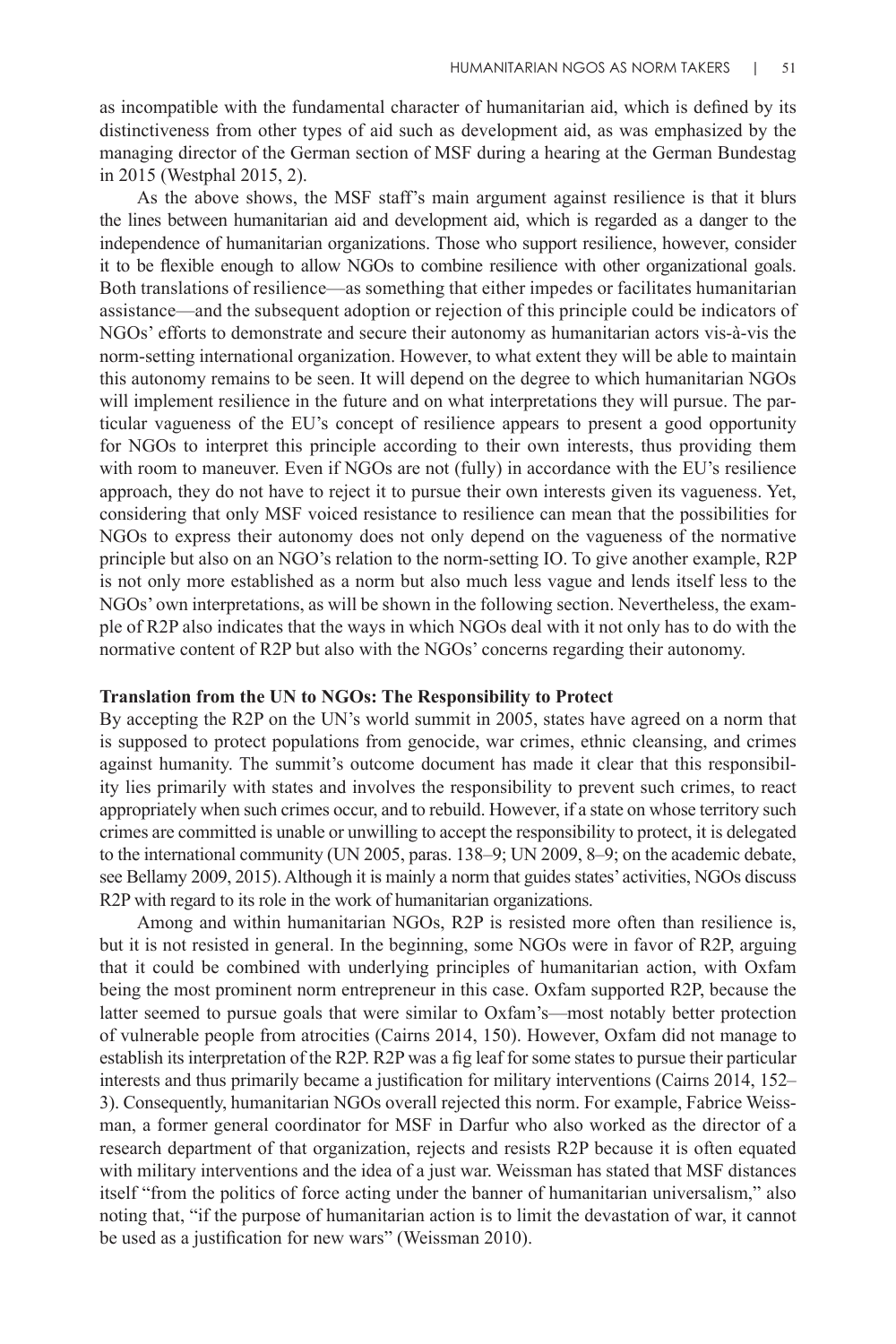as incompatible with the fundamental character of humanitarian aid, which is defined by its distinctiveness from other types of aid such as development aid, as was emphasized by the managing director of the German section of MSF during a hearing at the German Bundestag in 2015 (Westphal 2015, 2).

As the above shows, the MSF staff's main argument against resilience is that it blurs the lines between humanitarian aid and development aid, which is regarded as a danger to the independence of humanitarian organizations. Those who support resilience, however, consider it to be flexible enough to allow NGOs to combine resilience with other organizational goals. Both translations of resilience—as something that either impedes or facilitates humanitarian assistance—and the subsequent adoption or rejection of this principle could be indicators of NGOs' efforts to demonstrate and secure their autonomy as humanitarian actors vis-à-vis the norm-setting international organization. However, to what extent they will be able to maintain this autonomy remains to be seen. It will depend on the degree to which humanitarian NGOs will implement resilience in the future and on what interpretations they will pursue. The particular vagueness of the EU's concept of resilience appears to present a good opportunity for NGOs to interpret this principle according to their own interests, thus providing them with room to maneuver. Even if NGOs are not (fully) in accordance with the EU's resilience approach, they do not have to reject it to pursue their own interests given its vagueness. Yet, considering that only MSF voiced resistance to resilience can mean that the possibilities for NGOs to express their autonomy does not only depend on the vagueness of the normative principle but also on an NGO's relation to the norm-setting IO. To give another example, R2P is not only more established as a norm but also much less vague and lends itself less to the NGOs' own interpretations, as will be shown in the following section. Nevertheless, the example of R2P also indicates that the ways in which NGOs deal with it not only has to do with the normative content of R2P but also with the NGOs' concerns regarding their autonomy.

**Translation from the UN to NGOs: The Responsibility to Protect**

By accepting the R2P on the UN's world summit in 2005, states have agreed on a norm that is supposed to protect populations from genocide, war crimes, ethnic cleansing, and crimes against humanity. The summit's outcome document has made it clear that this responsibility lies primarily with states and involves the responsibility to prevent such crimes, to react appropriately when such crimes occur, and to rebuild. However, if a state on whose territory such crimes are committed is unable or unwilling to accept the responsibility to protect, it is delegated to the international community (UN 2005, paras. 138–9; UN 2009, 8–9; on the academic debate, see Bellamy 2009, 2015). Although it is mainly a norm that guides states' activities, NGOs discuss R2P with regard to its role in the work of humanitarian organizations.

Among and within humanitarian NGOs, R2P is resisted more often than resilience is, but it is not resisted in general. In the beginning, some NGOs were in favor of R2P, arguing that it could be combined with underlying principles of humanitarian action, with Oxfam being the most prominent norm entrepreneur in this case. Oxfam supported R2P, because the latter seemed to pursue goals that were similar to Oxfam's—most notably better protection of vulnerable people from atrocities (Cairns 2014, 150). However, Oxfam did not manage to establish its interpretation of the R2P. R2P was a fig leaf for some states to pursue their particular interests and thus primarily became a justification for military interventions (Cairns 2014, 152–3). Consequently, humanitarian NGOs overall rejected this norm. For example, Fabrice Weissman, a former general coordinator for MSF in Darfur who also worked as the director of a research department of that organization, rejects and resists R2P because it is often equated with military interventions and the idea of a just war. Weissman has stated that MSF distances itself "from the politics of force acting under the banner of humanitarian universalism," also noting that, "if the purpose of humanitarian action is to limit the devastation of war, it cannot be used as a justification for new wars" (Weissman 2010).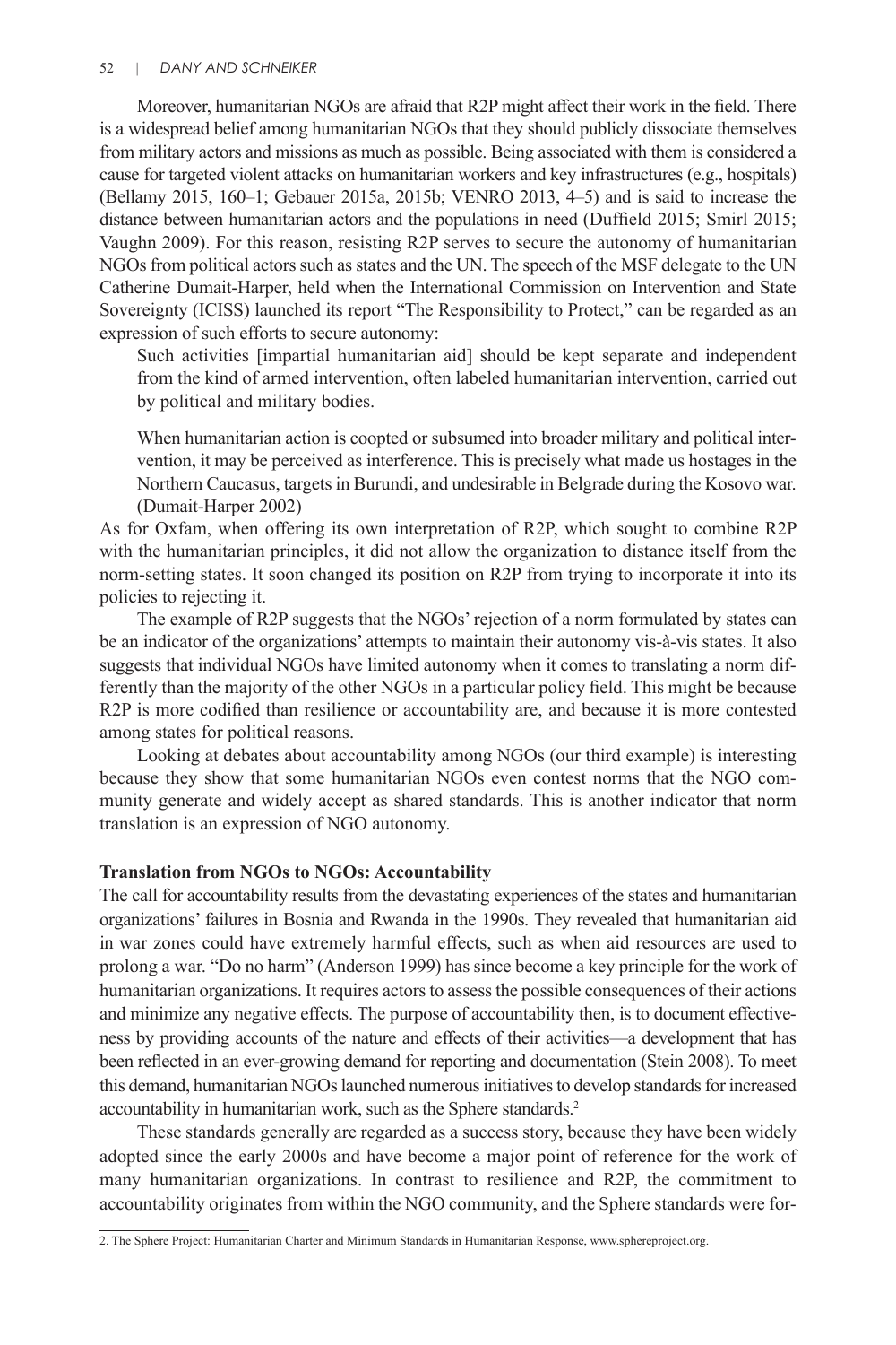Moreover, humanitarian NGOs are afraid that R2P might affect their work in the field. There is a widespread belief among humanitarian NGOs that they should publicly dissociate themselves from military actors and missions as much as possible. Being associated with them is considered a cause for targeted violent attacks on humanitarian workers and key infrastructures (e.g., hospitals) (Bellamy 2015, 160–1; Gebauer 2015a, 2015b; VENRO 2013, 4–5) and is said to increase the distance between humanitarian actors and the populations in need (Duffield 2015; Smirl 2015; Vaughn 2009). For this reason, resisting R2P serves to secure the autonomy of humanitarian NGOs from political actors such as states and the UN. The speech of the MSF delegate to the UN Catherine Dumait-Harper, held when the International Commission on Intervention and State Sovereignty (ICISS) launched its report "The Responsibility to Protect," can be regarded as an expression of such efforts to secure autonomy:

> Such activities [impartial humanitarian aid] should be kept separate and independent from the kind of armed intervention, often labeled humanitarian intervention, carried out by political and military bodies.
>
> When humanitarian action is coopted or subsumed into broader military and political intervention, it may be perceived as interference. This is precisely what made us hostages in the Northern Caucasus, targets in Burundi, and undesirable in Belgrade during the Kosovo war. (Dumait-Harper 2002)

As for Oxfam, when offering its own interpretation of R2P, which sought to combine R2P with the humanitarian principles, it did not allow the organization to distance itself from the norm-setting states. It soon changed its position on R2P from trying to incorporate it into its policies to rejecting it.

The example of R2P suggests that the NGOs' rejection of a norm formulated by states can be an indicator of the organizations' attempts to maintain their autonomy vis-à-vis states. It also suggests that individual NGOs have limited autonomy when it comes to translating a norm differently than the majority of the other NGOs in a particular policy field. This might be because R2P is more codified than resilience or accountability are, and because it is more contested among states for political reasons.

Looking at debates about accountability among NGOs (our third example) is interesting because they show that some humanitarian NGOs even contest norms that the NGO community generate and widely accept as shared standards. This is another indicator that norm translation is an expression of NGO autonomy.

**Translation from NGOs to NGOs: Accountability**

The call for accountability results from the devastating experiences of the states and humanitarian organizations' failures in Bosnia and Rwanda in the 1990s. They revealed that humanitarian aid in war zones could have extremely harmful effects, such as when aid resources are used to prolong a war. "Do no harm" (Anderson 1999) has since become a key principle for the work of humanitarian organizations. It requires actors to assess the possible consequences of their actions and minimize any negative effects. The purpose of accountability then, is to document effectiveness by providing accounts of the nature and effects of their activities—a development that has been reflected in an ever-growing demand for reporting and documentation (Stein 2008). To meet this demand, humanitarian NGOs launched numerous initiatives to develop standards for increased accountability in humanitarian work, such as the Sphere standards.[2]

These standards generally are regarded as a success story, because they have been widely adopted since the early 2000s and have become a major point of reference for the work of many humanitarian organizations. In contrast to resilience and R2P, the commitment to accountability originates from within the NGO community, and the Sphere standards were for-

2. The Sphere Project: Humanitarian Charter and Minimum Standards in Humanitarian Response, www.sphereproject.org.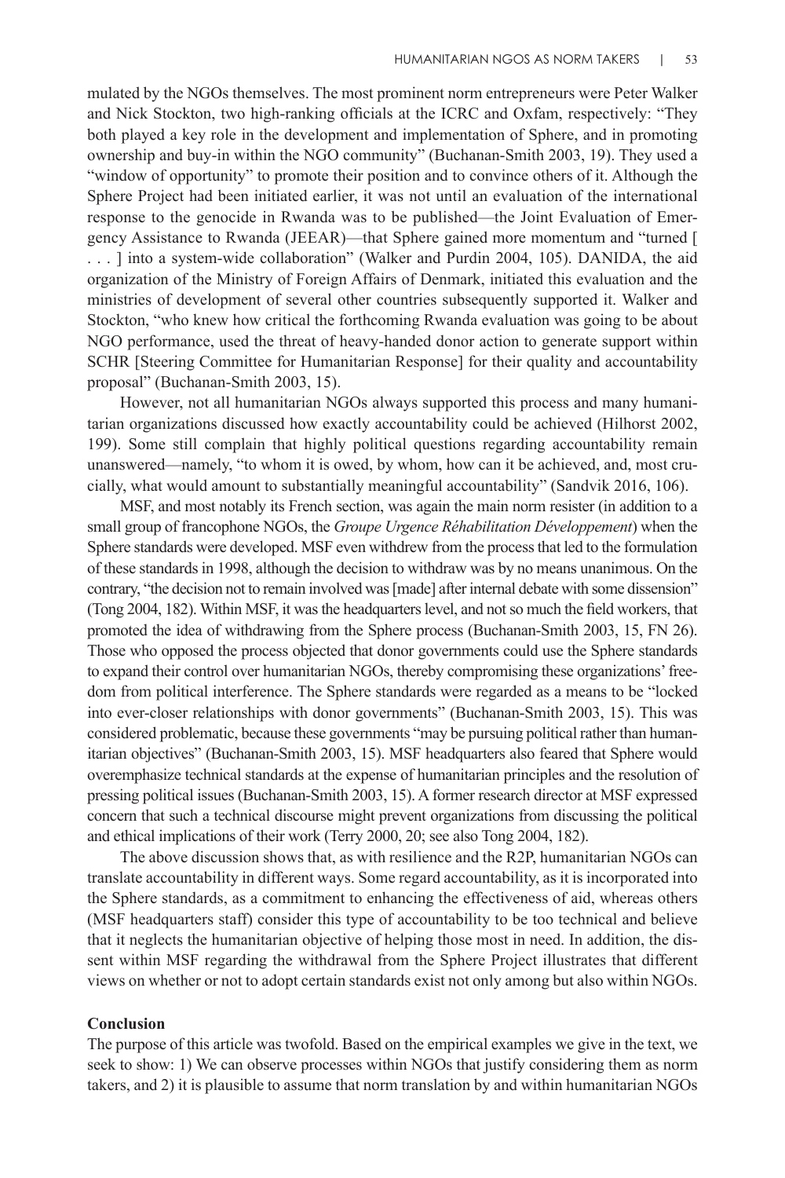mulated by the NGOs themselves. The most prominent norm entrepreneurs were Peter Walker and Nick Stockton, two high-ranking officials at the ICRC and Oxfam, respectively: "They both played a key role in the development and implementation of Sphere, and in promoting ownership and buy-in within the NGO community" (Buchanan-Smith 2003, 19). They used a "window of opportunity" to promote their position and to convince others of it. Although the Sphere Project had been initiated earlier, it was not until an evaluation of the international response to the genocide in Rwanda was to be published—the Joint Evaluation of Emergency Assistance to Rwanda (JEEAR)—that Sphere gained more momentum and "turned [ . . . ] into a system-wide collaboration" (Walker and Purdin 2004, 105). DANIDA, the aid organization of the Ministry of Foreign Affairs of Denmark, initiated this evaluation and the ministries of development of several other countries subsequently supported it. Walker and Stockton, "who knew how critical the forthcoming Rwanda evaluation was going to be about NGO performance, used the threat of heavy-handed donor action to generate support within SCHR [Steering Committee for Humanitarian Response] for their quality and accountability proposal" (Buchanan-Smith 2003, 15).

However, not all humanitarian NGOs always supported this process and many humanitarian organizations discussed how exactly accountability could be achieved (Hilhorst 2002, 199). Some still complain that highly political questions regarding accountability remain unanswered—namely, "to whom it is owed, by whom, how can it be achieved, and, most crucially, what would amount to substantially meaningful accountability" (Sandvik 2016, 106).

MSF, and most notably its French section, was again the main norm resister (in addition to a small group of francophone NGOs, the *Groupe Urgence Réhabilitation Développement*) when the Sphere standards were developed. MSF even withdrew from the process that led to the formulation of these standards in 1998, although the decision to withdraw was by no means unanimous. On the contrary, "the decision not to remain involved was [made] after internal debate with some dissension" (Tong 2004, 182). Within MSF, it was the headquarters level, and not so much the field workers, that promoted the idea of withdrawing from the Sphere process (Buchanan-Smith 2003, 15, FN 26). Those who opposed the process objected that donor governments could use the Sphere standards to expand their control over humanitarian NGOs, thereby compromising these organizations' freedom from political interference. The Sphere standards were regarded as a means to be "locked into ever-closer relationships with donor governments" (Buchanan-Smith 2003, 15). This was considered problematic, because these governments "may be pursuing political rather than humanitarian objectives" (Buchanan-Smith 2003, 15). MSF headquarters also feared that Sphere would overemphasize technical standards at the expense of humanitarian principles and the resolution of pressing political issues (Buchanan-Smith 2003, 15). A former research director at MSF expressed concern that such a technical discourse might prevent organizations from discussing the political and ethical implications of their work (Terry 2000, 20; see also Tong 2004, 182).

The above discussion shows that, as with resilience and the R2P, humanitarian NGOs can translate accountability in different ways. Some regard accountability, as it is incorporated into the Sphere standards, as a commitment to enhancing the effectiveness of aid, whereas others (MSF headquarters staff) consider this type of accountability to be too technical and believe that it neglects the humanitarian objective of helping those most in need. In addition, the dissent within MSF regarding the withdrawal from the Sphere Project illustrates that different views on whether or not to adopt certain standards exist not only among but also within NGOs.

## Conclusion

The purpose of this article was twofold. Based on the empirical examples we give in the text, we seek to show: 1) We can observe processes within NGOs that justify considering them as norm takers, and 2) it is plausible to assume that norm translation by and within humanitarian NGOs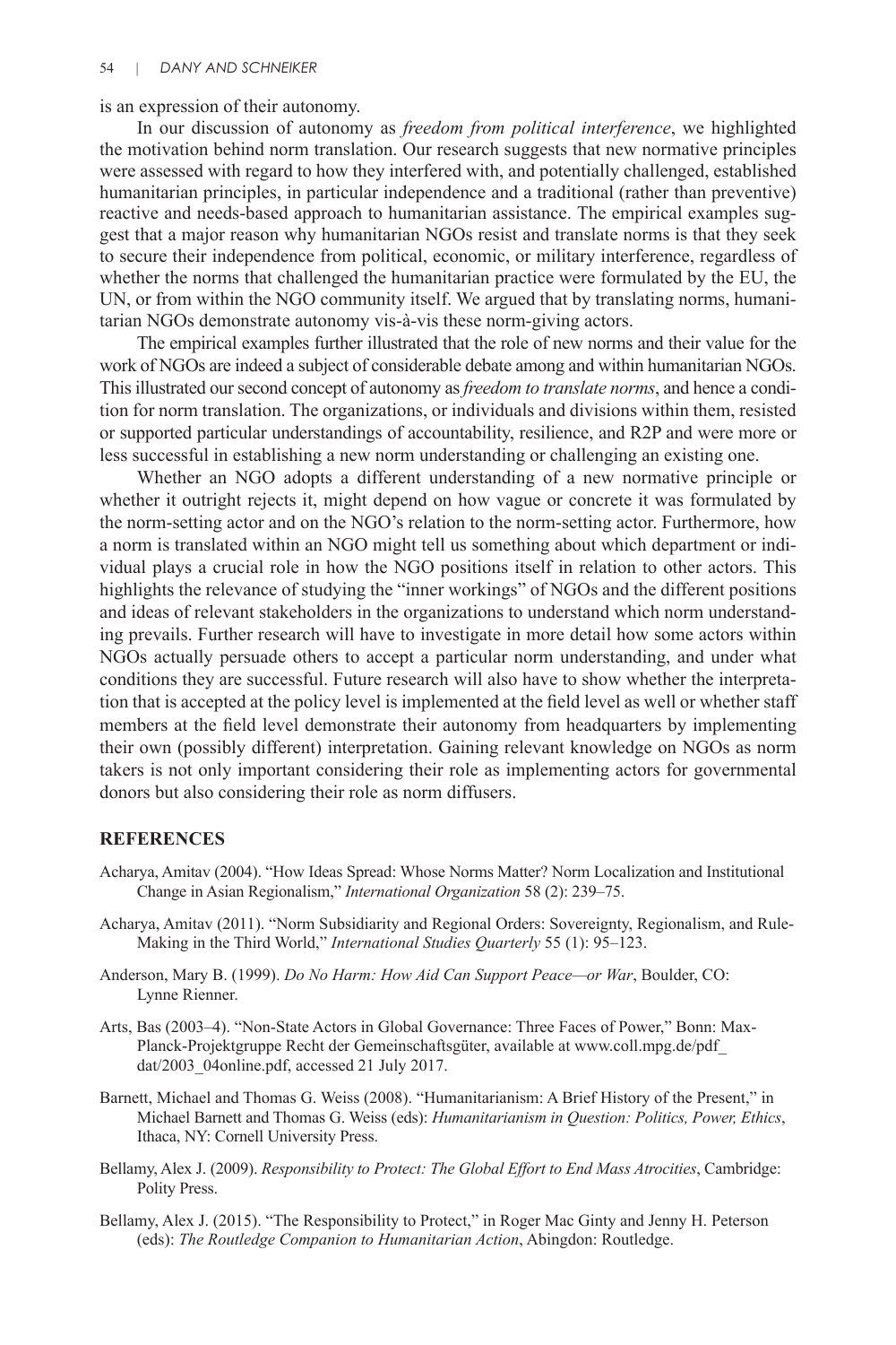is an expression of their autonomy.

In our discussion of autonomy as *freedom from political interference*, we highlighted the motivation behind norm translation. Our research suggests that new normative principles were assessed with regard to how they interfered with, and potentially challenged, established humanitarian principles, in particular independence and a traditional (rather than preventive) reactive and needs-based approach to humanitarian assistance. The empirical examples suggest that a major reason why humanitarian NGOs resist and translate norms is that they seek to secure their independence from political, economic, or military interference, regardless of whether the norms that challenged the humanitarian practice were formulated by the EU, the UN, or from within the NGO community itself. We argued that by translating norms, humanitarian NGOs demonstrate autonomy vis-à-vis these norm-giving actors.

The empirical examples further illustrated that the role of new norms and their value for the work of NGOs are indeed a subject of considerable debate among and within humanitarian NGOs. This illustrated our second concept of autonomy as *freedom to translate norms*, and hence a condition for norm translation. The organizations, or individuals and divisions within them, resisted or supported particular understandings of accountability, resilience, and R2P and were more or less successful in establishing a new norm understanding or challenging an existing one.

Whether an NGO adopts a different understanding of a new normative principle or whether it outright rejects it, might depend on how vague or concrete it was formulated by the norm-setting actor and on the NGO's relation to the norm-setting actor. Furthermore, how a norm is translated within an NGO might tell us something about which department or individual plays a crucial role in how the NGO positions itself in relation to other actors. This highlights the relevance of studying the "inner workings" of NGOs and the different positions and ideas of relevant stakeholders in the organizations to understand which norm understanding prevails. Further research will have to investigate in more detail how some actors within NGOs actually persuade others to accept a particular norm understanding, and under what conditions they are successful. Future research will also have to show whether the interpretation that is accepted at the policy level is implemented at the field level as well or whether staff members at the field level demonstrate their autonomy from headquarters by implementing their own (possibly different) interpretation. Gaining relevant knowledge on NGOs as norm takers is not only important considering their role as implementing actors for governmental donors but also considering their role as norm diffusers.

## REFERENCES

Acharya, Amitav (2004). "How Ideas Spread: Whose Norms Matter? Norm Localization and Institutional Change in Asian Regionalism," *International Organization* 58 (2): 239–75.

Acharya, Amitav (2011). "Norm Subsidiarity and Regional Orders: Sovereignty, Regionalism, and Rule-Making in the Third World," *International Studies Quarterly* 55 (1): 95–123.

Anderson, Mary B. (1999). *Do No Harm: How Aid Can Support Peace—or War*, Boulder, CO: Lynne Rienner.

Arts, Bas (2003–4). "Non-State Actors in Global Governance: Three Faces of Power," Bonn: Max-Planck-Projektgruppe Recht der Gemeinschaftsgüter, available at www.coll.mpg.de/pdf_dat/2003_04online.pdf, accessed 21 July 2017.

Barnett, Michael and Thomas G. Weiss (2008). "Humanitarianism: A Brief History of the Present," in Michael Barnett and Thomas G. Weiss (eds): *Humanitarianism in Question: Politics, Power, Ethics*, Ithaca, NY: Cornell University Press.

Bellamy, Alex J. (2009). *Responsibility to Protect: The Global Effort to End Mass Atrocities*, Cambridge: Polity Press.

Bellamy, Alex J. (2015). "The Responsibility to Protect," in Roger Mac Ginty and Jenny H. Peterson (eds): *The Routledge Companion to Humanitarian Action*, Abingdon: Routledge.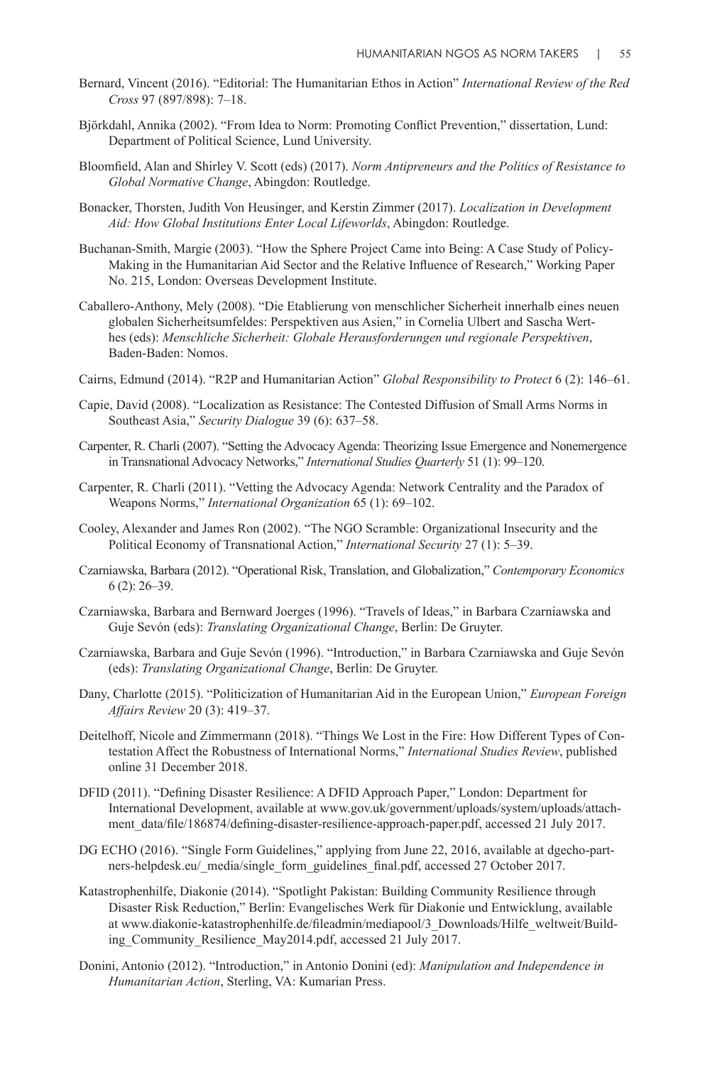Bernard, Vincent (2016). "Editorial: The Humanitarian Ethos in Action" *International Review of the Red Cross* 97 (897/898): 7–18.

Björkdahl, Annika (2002). "From Idea to Norm: Promoting Conflict Prevention," dissertation, Lund: Department of Political Science, Lund University.

Bloomfield, Alan and Shirley V. Scott (eds) (2017). *Norm Antipreneurs and the Politics of Resistance to Global Normative Change*, Abingdon: Routledge.

Bonacker, Thorsten, Judith Von Heusinger, and Kerstin Zimmer (2017). *Localization in Development Aid: How Global Institutions Enter Local Lifeworlds*, Abingdon: Routledge.

Buchanan-Smith, Margie (2003). "How the Sphere Project Came into Being: A Case Study of Policy-Making in the Humanitarian Aid Sector and the Relative Influence of Research," Working Paper No. 215, London: Overseas Development Institute.

Caballero-Anthony, Mely (2008). "Die Etablierung von menschlicher Sicherheit innerhalb eines neuen globalen Sicherheitsumfeldes: Perspektiven aus Asien," in Cornelia Ulbert and Sascha Werthes (eds): *Menschliche Sicherheit: Globale Herausforderungen und regionale Perspektiven*, Baden-Baden: Nomos.

Cairns, Edmund (2014). "R2P and Humanitarian Action" *Global Responsibility to Protect* 6 (2): 146–61.

Capie, David (2008). "Localization as Resistance: The Contested Diffusion of Small Arms Norms in Southeast Asia," *Security Dialogue* 39 (6): 637–58.

Carpenter, R. Charli (2007). "Setting the Advocacy Agenda: Theorizing Issue Emergence and Nonemergence in Transnational Advocacy Networks," *International Studies Quarterly* 51 (1): 99–120.

Carpenter, R. Charli (2011). "Vetting the Advocacy Agenda: Network Centrality and the Paradox of Weapons Norms," *International Organization* 65 (1): 69–102.

Cooley, Alexander and James Ron (2002). "The NGO Scramble: Organizational Insecurity and the Political Economy of Transnational Action," *International Security* 27 (1): 5–39.

Czarniawska, Barbara (2012). "Operational Risk, Translation, and Globalization," *Contemporary Economics* 6 (2): 26–39.

Czarniawska, Barbara and Bernward Joerges (1996). "Travels of Ideas," in Barbara Czarniawska and Guje Sevón (eds): *Translating Organizational Change*, Berlin: De Gruyter.

Czarniawska, Barbara and Guje Sevón (1996). "Introduction," in Barbara Czarniawska and Guje Sevón (eds): *Translating Organizational Change*, Berlin: De Gruyter.

Dany, Charlotte (2015). "Politicization of Humanitarian Aid in the European Union," *European Foreign Affairs Review* 20 (3): 419–37.

Deitelhoff, Nicole and Zimmermann (2018). "Things We Lost in the Fire: How Different Types of Contestation Affect the Robustness of International Norms," *International Studies Review*, published online 31 December 2018.

DFID (2011). "Defining Disaster Resilience: A DFID Approach Paper," London: Department for International Development, available at www.gov.uk/government/uploads/system/uploads/attachment_data/file/186874/defining-disaster-resilience-approach-paper.pdf, accessed 21 July 2017.

DG ECHO (2016). "Single Form Guidelines," applying from June 22, 2016, available at dgecho-partners-helpdesk.eu/_media/single_form_guidelines_final.pdf, accessed 27 October 2017.

Katastrophenhilfe, Diakonie (2014). "Spotlight Pakistan: Building Community Resilience through Disaster Risk Reduction," Berlin: Evangelisches Werk für Diakonie und Entwicklung, available at www.diakonie-katastrophenhilfe.de/fileadmin/mediapool/3_Downloads/Hilfe_weltweit/Building_Community_Resilience_May2014.pdf, accessed 21 July 2017.

Donini, Antonio (2012). "Introduction," in Antonio Donini (ed): *Manipulation and Independence in Humanitarian Action*, Sterling, VA: Kumarian Press.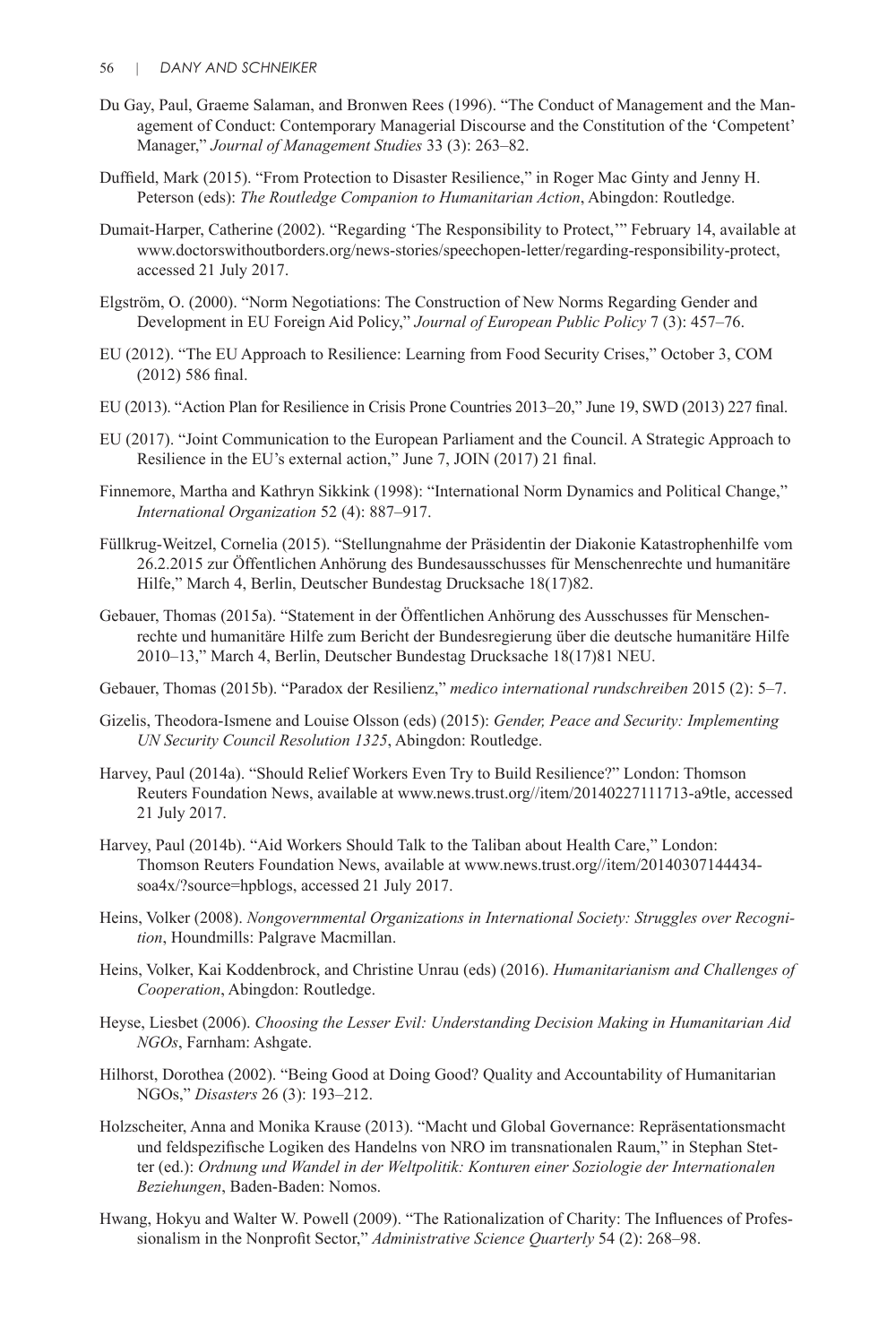Du Gay, Paul, Graeme Salaman, and Bronwen Rees (1996). "The Conduct of Management and the Management of Conduct: Contemporary Managerial Discourse and the Constitution of the 'Competent' Manager," *Journal of Management Studies* 33 (3): 263–82.

Duffield, Mark (2015). "From Protection to Disaster Resilience," in Roger Mac Ginty and Jenny H. Peterson (eds): *The Routledge Companion to Humanitarian Action*, Abingdon: Routledge.

Dumait-Harper, Catherine (2002). "Regarding 'The Responsibility to Protect,'" February 14, available at www.doctorswithoutborders.org/news-stories/speechopen-letter/regarding-responsibility-protect, accessed 21 July 2017.

Elgström, O. (2000). "Norm Negotiations: The Construction of New Norms Regarding Gender and Development in EU Foreign Aid Policy," *Journal of European Public Policy* 7 (3): 457–76.

EU (2012). "The EU Approach to Resilience: Learning from Food Security Crises," October 3, COM (2012) 586 final.

EU (2013). "Action Plan for Resilience in Crisis Prone Countries 2013–20," June 19, SWD (2013) 227 final.

EU (2017). "Joint Communication to the European Parliament and the Council. A Strategic Approach to Resilience in the EU's external action," June 7, JOIN (2017) 21 final.

Finnemore, Martha and Kathryn Sikkink (1998): "International Norm Dynamics and Political Change," *International Organization* 52 (4): 887–917.

Füllkrug-Weitzel, Cornelia (2015). "Stellungnahme der Präsidentin der Diakonie Katastrophenhilfe vom 26.2.2015 zur Öffentlichen Anhörung des Bundesausschusses für Menschenrechte und humanitäre Hilfe," March 4, Berlin, Deutscher Bundestag Drucksache 18(17)82.

Gebauer, Thomas (2015a). "Statement in der Öffentlichen Anhörung des Ausschusses für Menschenrechte und humanitäre Hilfe zum Bericht der Bundesregierung über die deutsche humanitäre Hilfe 2010–13," March 4, Berlin, Deutscher Bundestag Drucksache 18(17)81 NEU.

Gebauer, Thomas (2015b). "Paradox der Resilienz," *medico international rundschreiben* 2015 (2): 5–7.

Gizelis, Theodora-Ismene and Louise Olsson (eds) (2015): *Gender, Peace and Security: Implementing UN Security Council Resolution 1325*, Abingdon: Routledge.

Harvey, Paul (2014a). "Should Relief Workers Even Try to Build Resilience?" London: Thomson Reuters Foundation News, available at www.news.trust.org//item/20140227111713-a9tle, accessed 21 July 2017.

Harvey, Paul (2014b). "Aid Workers Should Talk to the Taliban about Health Care," London: Thomson Reuters Foundation News, available at www.news.trust.org//item/20140307144434-soa4x/?source=hpblogs, accessed 21 July 2017.

Heins, Volker (2008). *Nongovernmental Organizations in International Society: Struggles over Recognition*, Houndmills: Palgrave Macmillan.

Heins, Volker, Kai Koddenbrock, and Christine Unrau (eds) (2016). *Humanitarianism and Challenges of Cooperation*, Abingdon: Routledge.

Heyse, Liesbet (2006). *Choosing the Lesser Evil: Understanding Decision Making in Humanitarian Aid NGOs*, Farnham: Ashgate.

Hilhorst, Dorothea (2002). "Being Good at Doing Good? Quality and Accountability of Humanitarian NGOs," *Disasters* 26 (3): 193–212.

Holzscheiter, Anna and Monika Krause (2013). "Macht und Global Governance: Repräsentationsmacht und feldspezifische Logiken des Handelns von NRO im transnationalen Raum," in Stephan Stetter (ed.): *Ordnung und Wandel in der Weltpolitik: Konturen einer Soziologie der Internationalen Beziehungen*, Baden-Baden: Nomos.

Hwang, Hokyu and Walter W. Powell (2009). "The Rationalization of Charity: The Influences of Professionalism in the Nonprofit Sector," *Administrative Science Quarterly* 54 (2): 268–98.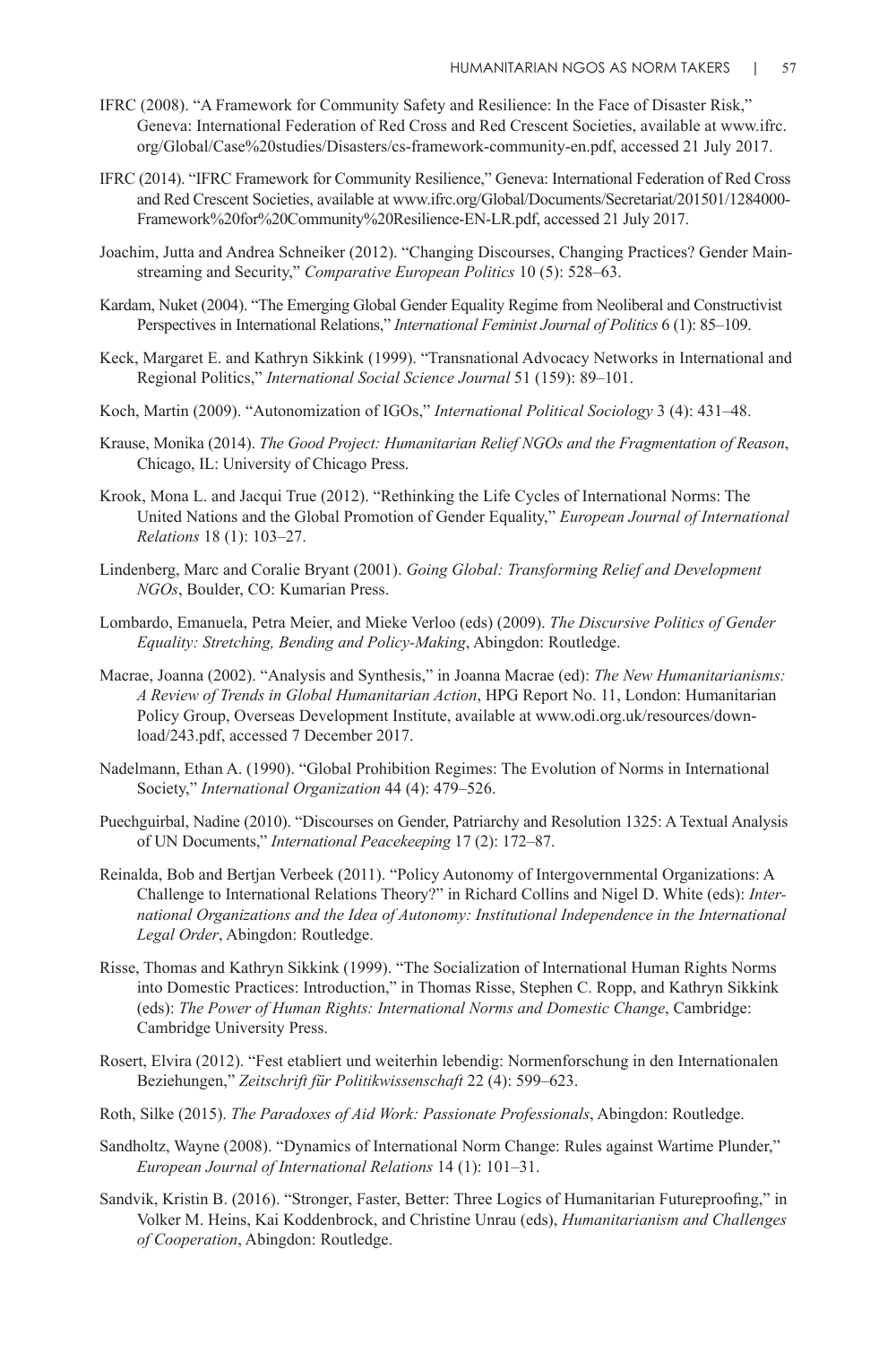IFRC (2008). "A Framework for Community Safety and Resilience: In the Face of Disaster Risk," Geneva: International Federation of Red Cross and Red Crescent Societies, available at www.ifrc.org/Global/Case%20studies/Disasters/cs-framework-community-en.pdf, accessed 21 July 2017.

IFRC (2014). "IFRC Framework for Community Resilience," Geneva: International Federation of Red Cross and Red Crescent Societies, available at www.ifrc.org/Global/Documents/Secretariat/201501/1284000-Framework%20for%20Community%20Resilience-EN-LR.pdf, accessed 21 July 2017.

Joachim, Jutta and Andrea Schneiker (2012). "Changing Discourses, Changing Practices? Gender Mainstreaming and Security," *Comparative European Politics* 10 (5): 528–63.

Kardam, Nuket (2004). "The Emerging Global Gender Equality Regime from Neoliberal and Constructivist Perspectives in International Relations," *International Feminist Journal of Politics* 6 (1): 85–109.

Keck, Margaret E. and Kathryn Sikkink (1999). "Transnational Advocacy Networks in International and Regional Politics," *International Social Science Journal* 51 (159): 89–101.

Koch, Martin (2009). "Autonomization of IGOs," *International Political Sociology* 3 (4): 431–48.

Krause, Monika (2014). *The Good Project: Humanitarian Relief NGOs and the Fragmentation of Reason*, Chicago, IL: University of Chicago Press.

Krook, Mona L. and Jacqui True (2012). "Rethinking the Life Cycles of International Norms: The United Nations and the Global Promotion of Gender Equality," *European Journal of International Relations* 18 (1): 103–27.

Lindenberg, Marc and Coralie Bryant (2001). *Going Global: Transforming Relief and Development NGOs*, Boulder, CO: Kumarian Press.

Lombardo, Emanuela, Petra Meier, and Mieke Verloo (eds) (2009). *The Discursive Politics of Gender Equality: Stretching, Bending and Policy-Making*, Abingdon: Routledge.

Macrae, Joanna (2002). "Analysis and Synthesis," in Joanna Macrae (ed): *The New Humanitarianisms: A Review of Trends in Global Humanitarian Action*, HPG Report No. 11, London: Humanitarian Policy Group, Overseas Development Institute, available at www.odi.org.uk/resources/download/243.pdf, accessed 7 December 2017.

Nadelmann, Ethan A. (1990). "Global Prohibition Regimes: The Evolution of Norms in International Society," *International Organization* 44 (4): 479–526.

Puechguirbal, Nadine (2010). "Discourses on Gender, Patriarchy and Resolution 1325: A Textual Analysis of UN Documents," *International Peacekeeping* 17 (2): 172–87.

Reinalda, Bob and Bertjan Verbeek (2011). "Policy Autonomy of Intergovernmental Organizations: A Challenge to International Relations Theory?" in Richard Collins and Nigel D. White (eds): *International Organizations and the Idea of Autonomy: Institutional Independence in the International Legal Order*, Abingdon: Routledge.

Risse, Thomas and Kathryn Sikkink (1999). "The Socialization of International Human Rights Norms into Domestic Practices: Introduction," in Thomas Risse, Stephen C. Ropp, and Kathryn Sikkink (eds): *The Power of Human Rights: International Norms and Domestic Change*, Cambridge: Cambridge University Press.

Rosert, Elvira (2012). "Fest etabliert und weiterhin lebendig: Normenforschung in den Internationalen Beziehungen," *Zeitschrift für Politikwissenschaft* 22 (4): 599–623.

Roth, Silke (2015). *The Paradoxes of Aid Work: Passionate Professionals*, Abingdon: Routledge.

Sandholtz, Wayne (2008). "Dynamics of International Norm Change: Rules against Wartime Plunder," *European Journal of International Relations* 14 (1): 101–31.

Sandvik, Kristin B. (2016). "Stronger, Faster, Better: Three Logics of Humanitarian Futureproofing," in Volker M. Heins, Kai Koddenbrock, and Christine Unrau (eds), *Humanitarianism and Challenges of Cooperation*, Abingdon: Routledge.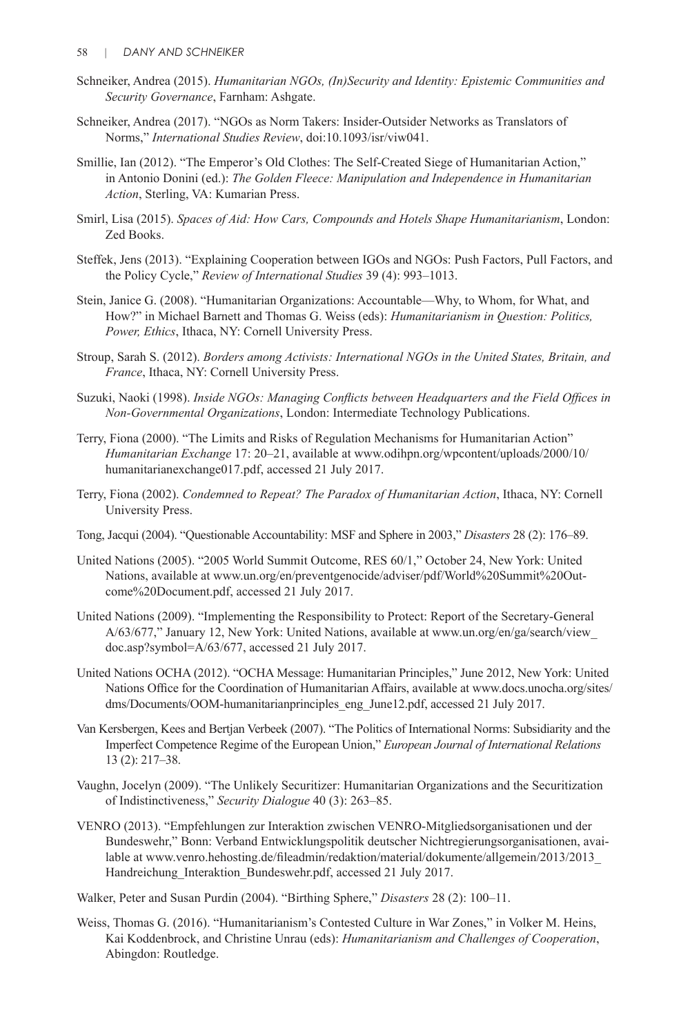Schneiker, Andrea (2015). *Humanitarian NGOs, (In)Security and Identity: Epistemic Communities and Security Governance*, Farnham: Ashgate.

Schneiker, Andrea (2017). "NGOs as Norm Takers: Insider-Outsider Networks as Translators of Norms," *International Studies Review*, doi:10.1093/isr/viw041.

Smillie, Ian (2012). "The Emperor's Old Clothes: The Self-Created Siege of Humanitarian Action," in Antonio Donini (ed.): *The Golden Fleece: Manipulation and Independence in Humanitarian Action*, Sterling, VA: Kumarian Press.

Smirl, Lisa (2015). *Spaces of Aid: How Cars, Compounds and Hotels Shape Humanitarianism*, London: Zed Books.

Steffek, Jens (2013). "Explaining Cooperation between IGOs and NGOs: Push Factors, Pull Factors, and the Policy Cycle," *Review of International Studies* 39 (4): 993–1013.

Stein, Janice G. (2008). "Humanitarian Organizations: Accountable—Why, to Whom, for What, and How?" in Michael Barnett and Thomas G. Weiss (eds): *Humanitarianism in Question: Politics, Power, Ethics*, Ithaca, NY: Cornell University Press.

Stroup, Sarah S. (2012). *Borders among Activists: International NGOs in the United States, Britain, and France*, Ithaca, NY: Cornell University Press.

Suzuki, Naoki (1998). *Inside NGOs: Managing Conflicts between Headquarters and the Field Offices in Non-Governmental Organizations*, London: Intermediate Technology Publications.

Terry, Fiona (2000). "The Limits and Risks of Regulation Mechanisms for Humanitarian Action" *Humanitarian Exchange* 17: 20–21, available at www.odihpn.org/wpcontent/uploads/2000/10/humanitarianexchange017.pdf, accessed 21 July 2017.

Terry, Fiona (2002). *Condemned to Repeat? The Paradox of Humanitarian Action*, Ithaca, NY: Cornell University Press.

Tong, Jacqui (2004). "Questionable Accountability: MSF and Sphere in 2003," *Disasters* 28 (2): 176–89.

United Nations (2005). "2005 World Summit Outcome, RES 60/1," October 24, New York: United Nations, available at www.un.org/en/preventgenocide/adviser/pdf/World%20Summit%20Outcome%20Document.pdf, accessed 21 July 2017.

United Nations (2009). "Implementing the Responsibility to Protect: Report of the Secretary-General A/63/677," January 12, New York: United Nations, available at www.un.org/en/ga/search/view_doc.asp?symbol=A/63/677, accessed 21 July 2017.

United Nations OCHA (2012). "OCHA Message: Humanitarian Principles," June 2012, New York: United Nations Office for the Coordination of Humanitarian Affairs, available at www.docs.unocha.org/sites/dms/Documents/OOM-humanitarianprinciples_eng_June12.pdf, accessed 21 July 2017.

Van Kersbergen, Kees and Bertjan Verbeek (2007). "The Politics of International Norms: Subsidiarity and the Imperfect Competence Regime of the European Union," *European Journal of International Relations* 13 (2): 217–38.

Vaughn, Jocelyn (2009). "The Unlikely Securitizer: Humanitarian Organizations and the Securitization of Indistinctiveness," *Security Dialogue* 40 (3): 263–85.

VENRO (2013). "Empfehlungen zur Interaktion zwischen VENRO-Mitgliedsorganisationen und der Bundeswehr," Bonn: Verband Entwicklungspolitik deutscher Nichtregierungsorganisationen, available at www.venro.hehosting.de/fileadmin/redaktion/material/dokumente/allgemein/2013/2013_Handreichung_Interaktion_Bundeswehr.pdf, accessed 21 July 2017.

Walker, Peter and Susan Purdin (2004). "Birthing Sphere," *Disasters* 28 (2): 100–11.

Weiss, Thomas G. (2016). "Humanitarianism's Contested Culture in War Zones," in Volker M. Heins, Kai Koddenbrock, and Christine Unrau (eds): *Humanitarianism and Challenges of Cooperation*, Abingdon: Routledge.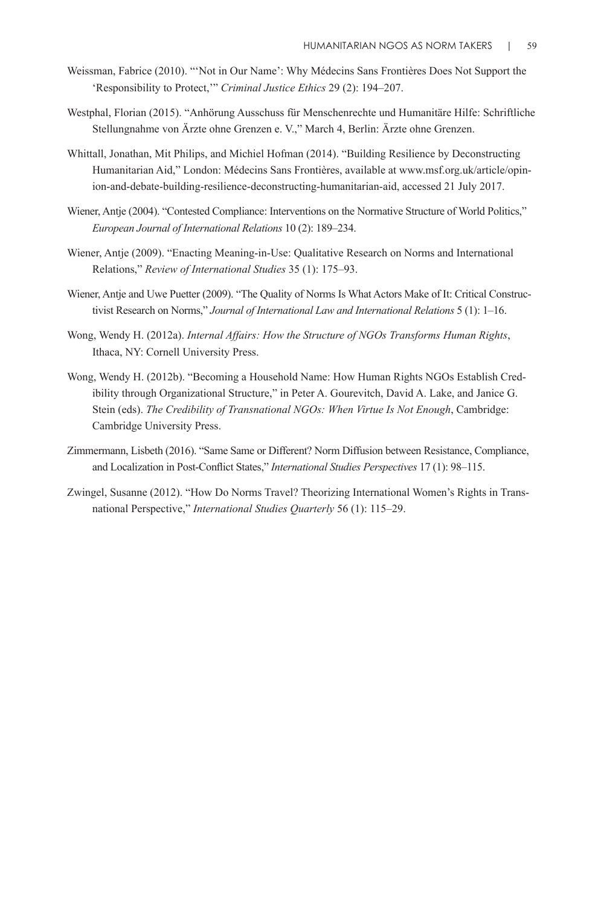Weissman, Fabrice (2010). "'Not in Our Name': Why Médecins Sans Frontières Does Not Support the 'Responsibility to Protect,'" *Criminal Justice Ethics* 29 (2): 194–207.

Westphal, Florian (2015). "Anhörung Ausschuss für Menschenrechte und Humanitäre Hilfe: Schriftliche Stellungnahme von Ärzte ohne Grenzen e. V.," March 4, Berlin: Ärzte ohne Grenzen.

Whittall, Jonathan, Mit Philips, and Michiel Hofman (2014). "Building Resilience by Deconstructing Humanitarian Aid," London: Médecins Sans Frontières, available at www.msf.org.uk/article/opinion-and-debate-building-resilience-deconstructing-humanitarian-aid, accessed 21 July 2017.

Wiener, Antje (2004). "Contested Compliance: Interventions on the Normative Structure of World Politics," *European Journal of International Relations* 10 (2): 189–234.

Wiener, Antje (2009). "Enacting Meaning-in-Use: Qualitative Research on Norms and International Relations," *Review of International Studies* 35 (1): 175–93.

Wiener, Antje and Uwe Puetter (2009). "The Quality of Norms Is What Actors Make of It: Critical Constructivist Research on Norms," *Journal of International Law and International Relations* 5 (1): 1–16.

Wong, Wendy H. (2012a). *Internal Affairs: How the Structure of NGOs Transforms Human Rights*, Ithaca, NY: Cornell University Press.

Wong, Wendy H. (2012b). "Becoming a Household Name: How Human Rights NGOs Establish Credibility through Organizational Structure," in Peter A. Gourevitch, David A. Lake, and Janice G. Stein (eds). *The Credibility of Transnational NGOs: When Virtue Is Not Enough*, Cambridge: Cambridge University Press.

Zimmermann, Lisbeth (2016). "Same Same or Different? Norm Diffusion between Resistance, Compliance, and Localization in Post-Conflict States," *International Studies Perspectives* 17 (1): 98–115.

Zwingel, Susanne (2012). "How Do Norms Travel? Theorizing International Women's Rights in Transnational Perspective," *International Studies Quarterly* 56 (1): 115–29.